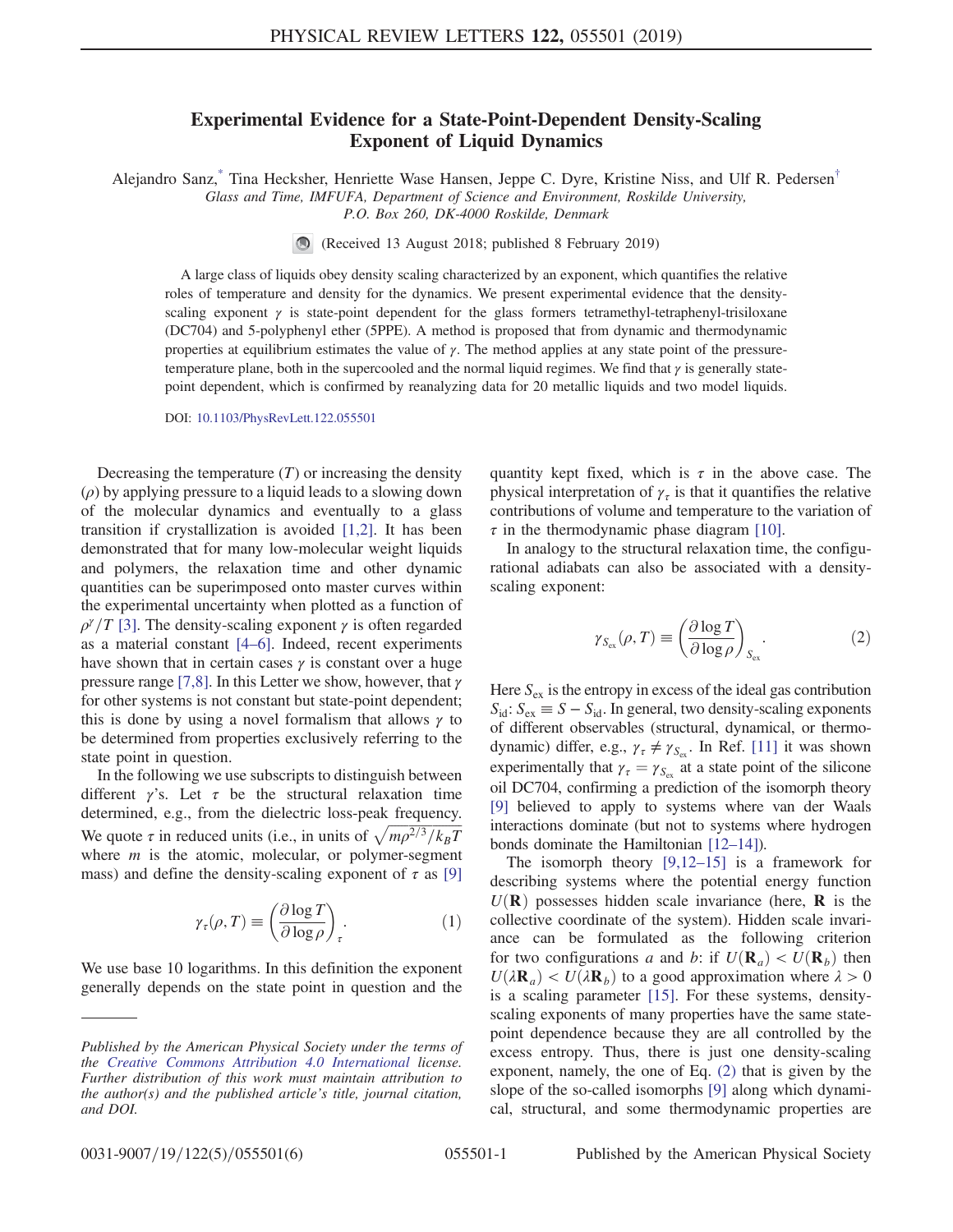# Experimental Evidence for a State-Point-Dependent Density-Scaling Exponent of Liquid Dynamics

Alejandro Sanz,[*] Tina Hecksher, Henriette Wase Hansen, Jeppe C. Dyre, Kristine Niss, and Ulf R. Pedersen[†]

*Glass and Time, IMFUFA, Department of Science and Environment, Roskilde University, P.O. Box 260, DK-4000 Roskilde, Denmark*

(Received 13 August 2018; published 8 February 2019)

A large class of liquids obey density scaling characterized by an exponent, which quantifies the relative roles of temperature and density for the dynamics. We present experimental evidence that the density-scaling exponent $\gamma$ is state-point dependent for the glass formers tetramethyl-tetraphenyl-trisiloxane (DC704) and 5-polyphenyl ether (5PPE). A method is proposed that from dynamic and thermodynamic properties at equilibrium estimates the value of $\gamma$. The method applies at any state point of the pressure-temperature plane, both in the supercooled and the normal liquid regimes. We find that $\gamma$ is generally state-point dependent, which is confirmed by reanalyzing data for 20 metallic liquids and two model liquids.

DOI: 10.1103/PhysRevLett.122.055501

Decreasing the temperature ($T$) or increasing the density ($\rho$) by applying pressure to a liquid leads to a slowing down of the molecular dynamics and eventually to a glass transition if crystallization is avoided [1,2]. It has been demonstrated that for many low-molecular weight liquids and polymers, the relaxation time and other dynamic quantities can be superimposed onto master curves within the experimental uncertainty when plotted as a function of $\rho^\gamma/T$ [3]. The density-scaling exponent $\gamma$ is often regarded as a material constant [4–6]. Indeed, recent experiments have shown that in certain cases $\gamma$ is constant over a huge pressure range [7,8]. In this Letter we show, however, that $\gamma$ for other systems is not constant but state-point dependent; this is done by using a novel formalism that allows $\gamma$ to be determined from properties exclusively referring to the state point in question.

In the following we use subscripts to distinguish between different $\gamma$'s. Let $\tau$ be the structural relaxation time determined, e.g., from the dielectric loss-peak frequency. We quote $\tau$ in reduced units (i.e., in units of $\sqrt{m\rho^{2/3}/k_BT}$ where $m$ is the atomic, molecular, or polymer-segment mass) and define the density-scaling exponent of $\tau$ as [9]

$$\gamma_\tau(\rho, T) \equiv \left(\frac{\partial \log T}{\partial \log \rho}\right)_\tau. \tag{1}$$

We use base 10 logarithms. In this definition the exponent generally depends on the state point in question and the quantity kept fixed, which is $\tau$ in the above case. The physical interpretation of $\gamma_\tau$ is that it quantifies the relative contributions of volume and temperature to the variation of $\tau$ in the thermodynamic phase diagram [10].

In analogy to the structural relaxation time, the configurational adiabats can also be associated with a density-scaling exponent:

$$\gamma_{S_{\mathrm{ex}}}(\rho, T) \equiv \left(\frac{\partial \log T}{\partial \log \rho}\right)_{S_{\mathrm{ex}}}. \tag{2}$$

Here $S_{\mathrm{ex}}$ is the entropy in excess of the ideal gas contribution $S_{\mathrm{id}}$: $S_{\mathrm{ex}} \equiv S - S_{\mathrm{id}}$. In general, two density-scaling exponents of different observables (structural, dynamical, or thermodynamic) differ, e.g., $\gamma_\tau \neq \gamma_{S_{\mathrm{ex}}}$. In Ref. [11] it was shown experimentally that $\gamma_\tau = \gamma_{S_{\mathrm{ex}}}$ at a state point of the silicone oil DC704, confirming a prediction of the isomorph theory [9] believed to apply to systems where van der Waals interactions dominate (but not to systems where hydrogen bonds dominate the Hamiltonian [12–14]).

The isomorph theory [9,12–15] is a framework for describing systems where the potential energy function $U(\mathbf{R})$ possesses hidden scale invariance (here, $\mathbf{R}$ is the collective coordinate of the system). Hidden scale invariance can be formulated as the following criterion for two configurations $a$ and $b$: if $U(\mathbf{R}_a) < U(\mathbf{R}_b)$ then $U(\lambda\mathbf{R}_a) < U(\lambda\mathbf{R}_b)$ to a good approximation where $\lambda > 0$ is a scaling parameter [15]. For these systems, density-scaling exponents of many properties have the same state-point dependence because they are all controlled by the excess entropy. Thus, there is just one density-scaling exponent, namely, the one of Eq. (2) that is given by the slope of the so-called isomorphs [9] along which dynamical, structural, and some thermodynamic properties are

---

*Published by the American Physical Society under the terms of the Creative Commons Attribution 4.0 International license. Further distribution of this work must maintain attribution to the author(s) and the published article's title, journal citation, and DOI.*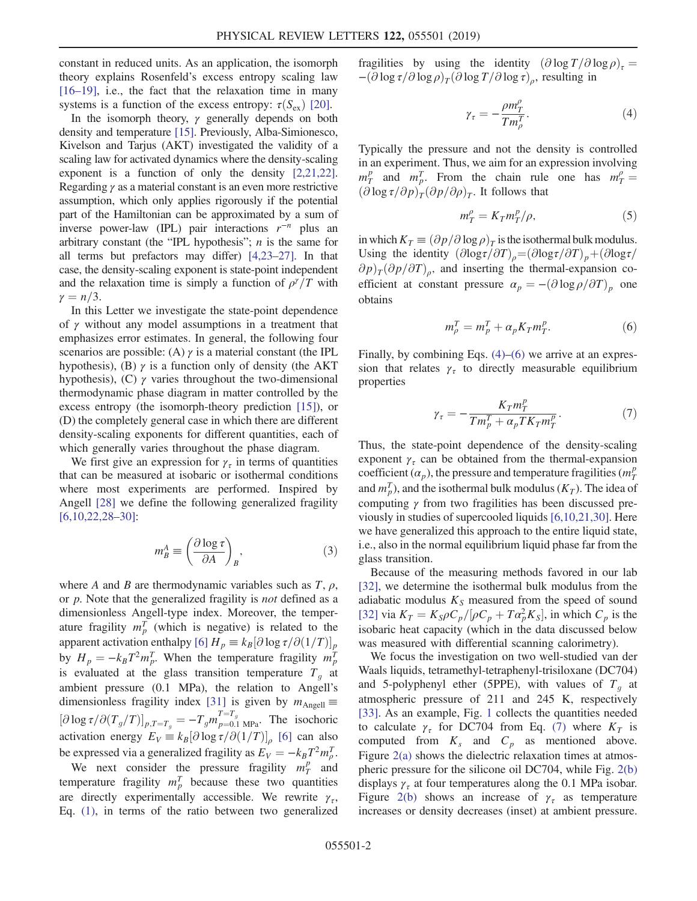constant in reduced units. As an application, the isomorph theory explains Rosenfeld's excess entropy scaling law [16–19], i.e., the fact that the relaxation time in many systems is a function of the excess entropy: $\tau(S_{\rm ex})$ [20].

In the isomorph theory, $\gamma$ generally depends on both density and temperature [15]. Previously, Alba-Simionesco, Kivelson and Tarjus (AKT) investigated the validity of a scaling law for activated dynamics where the density-scaling exponent is a function of only the density [2,21,22]. Regarding $\gamma$ as a material constant is an even more restrictive assumption, which only applies rigorously if the potential part of the Hamiltonian can be approximated by a sum of inverse power-law (IPL) pair interactions $r^{-n}$ plus an arbitrary constant (the "IPL hypothesis"; $n$ is the same for all terms but prefactors may differ) [4,23–27]. In that case, the density-scaling exponent is state-point independent and the relaxation time is simply a function of $\rho^\gamma/T$ with $\gamma = n/3$.

In this Letter we investigate the state-point dependence of $\gamma$ without any model assumptions in a treatment that emphasizes error estimates. In general, the following four scenarios are possible: (A) $\gamma$ is a material constant (the IPL hypothesis), (B) $\gamma$ is a function only of density (the AKT hypothesis), (C) $\gamma$ varies throughout the two-dimensional thermodynamic phase diagram in matter controlled by the excess entropy (the isomorph-theory prediction [15]), or (D) the completely general case in which there are different density-scaling exponents for different quantities, each of which generally varies throughout the phase diagram.

We first give an expression for $\gamma_\tau$ in terms of quantities that can be measured at isobaric or isothermal conditions where most experiments are performed. Inspired by Angell [28] we define the following generalized fragility [6,10,22,28–30]:

$$m_B^A \equiv \left(\frac{\partial \log \tau}{\partial A}\right)_B, \tag{3}$$

where $A$ and $B$ are thermodynamic variables such as $T$, $\rho$, or $p$. Note that the generalized fragility is *not* defined as a dimensionless Angell-type index. Moreover, the temperature fragility $m_p^T$ (which is negative) is related to the apparent activation enthalpy [6] $H_p \equiv k_B[\partial \log \tau/\partial(1/T)]_p$ by $H_p = -k_B T^2 m_p^T$. When the temperature fragility $m_p^T$ is evaluated at the glass transition temperature $T_g$ at ambient pressure (0.1 MPa), the relation to Angell's dimensionless fragility index [31] is given by $m_{\rm Angell} \equiv [\partial \log \tau/\partial(T_g/T)]_{p,T=T_g} = -T_g m_{p=0.1\,{\rm MPa}}^{T=T_g}$. The isochoric activation energy $E_V \equiv k_B[\partial \log \tau/\partial(1/T)]_\rho$ [6] can also be expressed via a generalized fragility as $E_V = -k_B T^2 m_\rho^T$.

We next consider the pressure fragility $m_T^p$ and temperature fragility $m_p^T$ because these two quantities are directly experimentally accessible. We rewrite $\gamma_\tau$, Eq. (1), in terms of the ratio between two generalized fragilities by using the identity $(\partial \log T/\partial \log \rho)_\tau = -(\partial \log \tau/\partial \log \rho)_T(\partial \log T/\partial \log \tau)_\rho$, resulting in

$$\gamma_\tau = -\frac{\rho m_T^\rho}{T m_\rho^T}. \tag{4}$$

Typically the pressure and not the density is controlled in an experiment. Thus, we aim for an expression involving $m_T^p$ and $m_p^T$. From the chain rule one has $m_T^\rho = (\partial \log \tau/\partial p)_T(\partial p/\partial \rho)_T$. It follows that

$$m_T^\rho = K_T m_T^p/\rho, \tag{5}$$

in which $K_T \equiv (\partial p/\partial \log \rho)_T$ is the isothermal bulk modulus. Using the identity $(\partial \log\tau/\partial T)_\rho = (\partial \log\tau/\partial T)_p + (\partial \log\tau/\partial p)_T(\partial p/\partial T)_\rho$, and inserting the thermal-expansion coefficient at constant pressure $\alpha_p = -(\partial \log \rho/\partial T)_p$ one obtains

$$m_\rho^T = m_p^T + \alpha_p K_T m_T^p. \tag{6}$$

Finally, by combining Eqs. (4)–(6) we arrive at an expression that relates $\gamma_\tau$ to directly measurable equilibrium properties

$$\gamma_\tau = -\frac{K_T m_T^p}{T m_p^T + \alpha_p T K_T m_T^p}. \tag{7}$$

Thus, the state-point dependence of the density-scaling exponent $\gamma_\tau$ can be obtained from the thermal-expansion coefficient ($\alpha_p$), the pressure and temperature fragilities ($m_T^p$ and $m_p^T$), and the isothermal bulk modulus ($K_T$). The idea of computing $\gamma$ from two fragilities has been discussed previously in studies of supercooled liquids [6,10,21,30]. Here we have generalized this approach to the entire liquid state, i.e., also in the normal equilibrium liquid phase far from the glass transition.

Because of the measuring methods favored in our lab [32], we determine the isothermal bulk modulus from the adiabatic modulus $K_S$ measured from the speed of sound [32] via $K_T = K_S \rho C_p/[\rho C_p + T\alpha_p^2 K_S]$, in which $C_p$ is the isobaric heat capacity (which in the data discussed below was measured with differential scanning calorimetry).

We focus the investigation on two well-studied van der Waals liquids, tetramethyl-tetraphenyl-trisiloxane (DC704) and 5-polyphenyl ether (5PPE), with values of $T_g$ at atmospheric pressure of 211 and 245 K, respectively [33]. As an example, Fig. 1 collects the quantities needed to calculate $\gamma_\tau$ for DC704 from Eq. (7) where $K_T$ is computed from $K_s$ and $C_p$ as mentioned above. Figure 2(a) shows the dielectric relaxation times at atmospheric pressure for the silicone oil DC704, while Fig. 2(b) displays $\gamma_\tau$ at four temperatures along the 0.1 MPa isobar. Figure 2(b) shows an increase of $\gamma_\tau$ as temperature increases or density decreases (inset) at ambient pressure.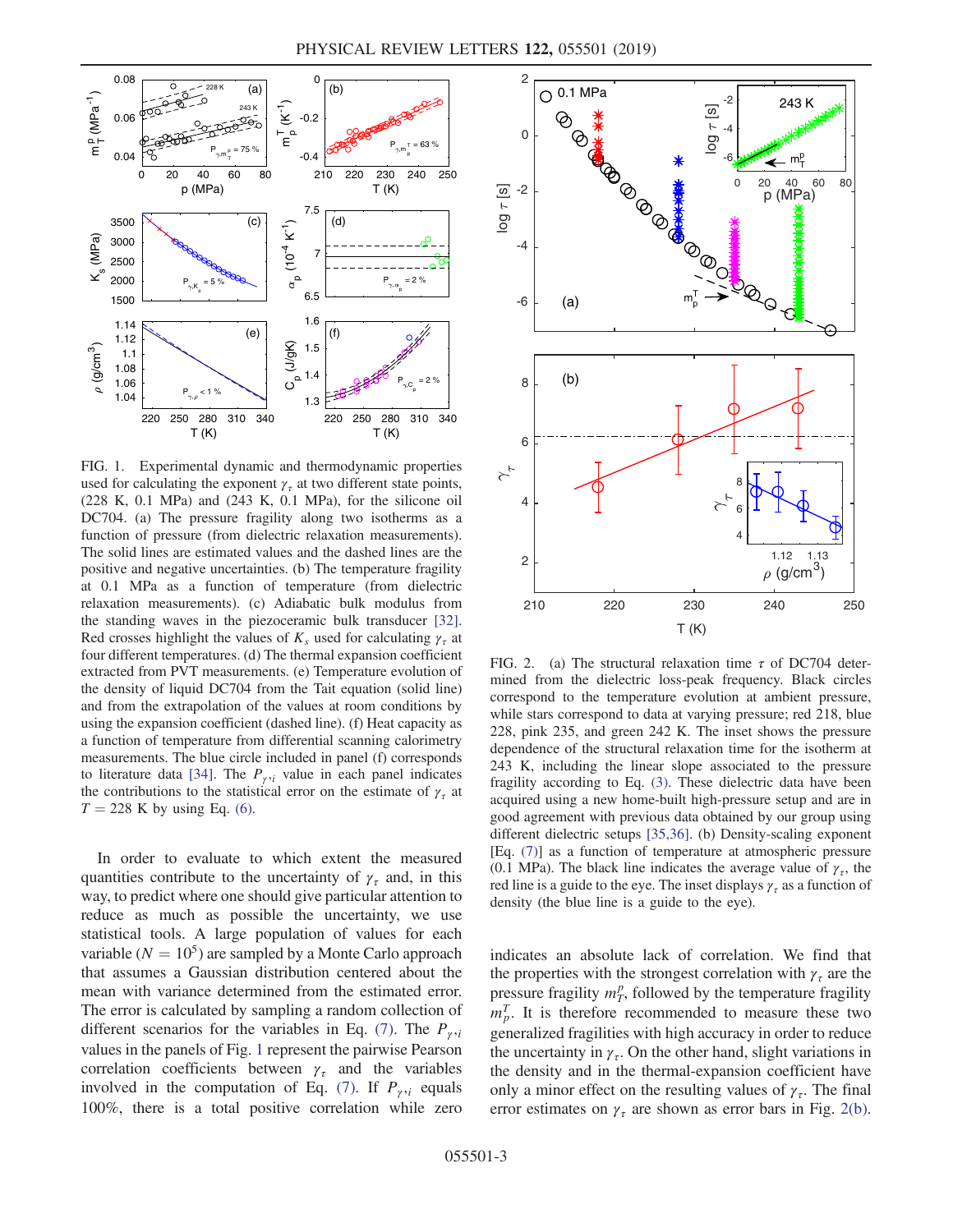FIG. 1. Experimental dynamic and thermodynamic properties used for calculating the exponent $\gamma_\tau$ at two different state points, (228 K, 0.1 MPa) and (243 K, 0.1 MPa), for the silicone oil DC704. (a) The pressure fragility along two isotherms as a function of pressure (from dielectric relaxation measurements). The solid lines are estimated values and the dashed lines are the positive and negative uncertainties. (b) The temperature fragility at 0.1 MPa as a function of temperature (from dielectric relaxation measurements). (c) Adiabatic bulk modulus from the standing waves in the piezoceramic bulk transducer [32]. Red crosses highlight the values of $K_s$ used for calculating $\gamma_\tau$ at four different temperatures. (d) The thermal expansion coefficient extracted from PVT measurements. (e) Temperature evolution of the density of liquid DC704 from the Tait equation (solid line) and from the extrapolation of the values at room conditions by using the expansion coefficient (dashed line). (f) Heat capacity as a function of temperature from differential scanning calorimetry measurements. The blue circle included in panel (f) corresponds to literature data [34]. The $P_{\gamma,i}$ value in each panel indicates the contributions to the statistical error on the estimate of $\gamma_\tau$ at $T = 228$ K by using Eq. (6).

In order to evaluate to which extent the measured quantities contribute to the uncertainty of $\gamma_\tau$ and, in this way, to predict where one should give particular attention to reduce as much as possible the uncertainty, we use statistical tools. A large population of values for each variable ($N = 10^5$) are sampled by a Monte Carlo approach that assumes a Gaussian distribution centered about the mean with variance determined from the estimated error. The error is calculated by sampling a random collection of different scenarios for the variables in Eq. (7). The $P_{\gamma,i}$ values in the panels of Fig. 1 represent the pairwise Pearson correlation coefficients between $\gamma_\tau$ and the variables involved in the computation of Eq. (7). If $P_{\gamma,i}$ equals 100%, there is a total positive correlation while zero indicates an absolute lack of correlation. We find that the properties with the strongest correlation with $\gamma_\tau$ are the pressure fragility $m_T^p$, followed by the temperature fragility $m_p^T$. It is therefore recommended to measure these two generalized fragilities with high accuracy in order to reduce the uncertainty in $\gamma_\tau$. On the other hand, slight variations in the density and in the thermal-expansion coefficient have only a minor effect on the resulting values of $\gamma_\tau$. The final error estimates on $\gamma_\tau$ are shown as error bars in Fig. 2(b).

FIG. 2. (a) The structural relaxation time $\tau$ of DC704 determined from the dielectric loss-peak frequency. Black circles correspond to the temperature evolution at ambient pressure, while stars correspond to data at varying pressure; red 218, blue 228, pink 235, and green 242 K. The inset shows the pressure dependence of the structural relaxation time for the isotherm at 243 K, including the linear slope associated to the pressure fragility according to Eq. (3). These dielectric data have been acquired using a new home-built high-pressure setup and are in good agreement with previous data obtained by our group using different dielectric setups [35,36]. (b) Density-scaling exponent [Eq. (7)] as a function of temperature at atmospheric pressure (0.1 MPa). The black line indicates the average value of $\gamma_\tau$, the red line is a guide to the eye. The inset displays $\gamma_\tau$ as a function of density (the blue line is a guide to the eye).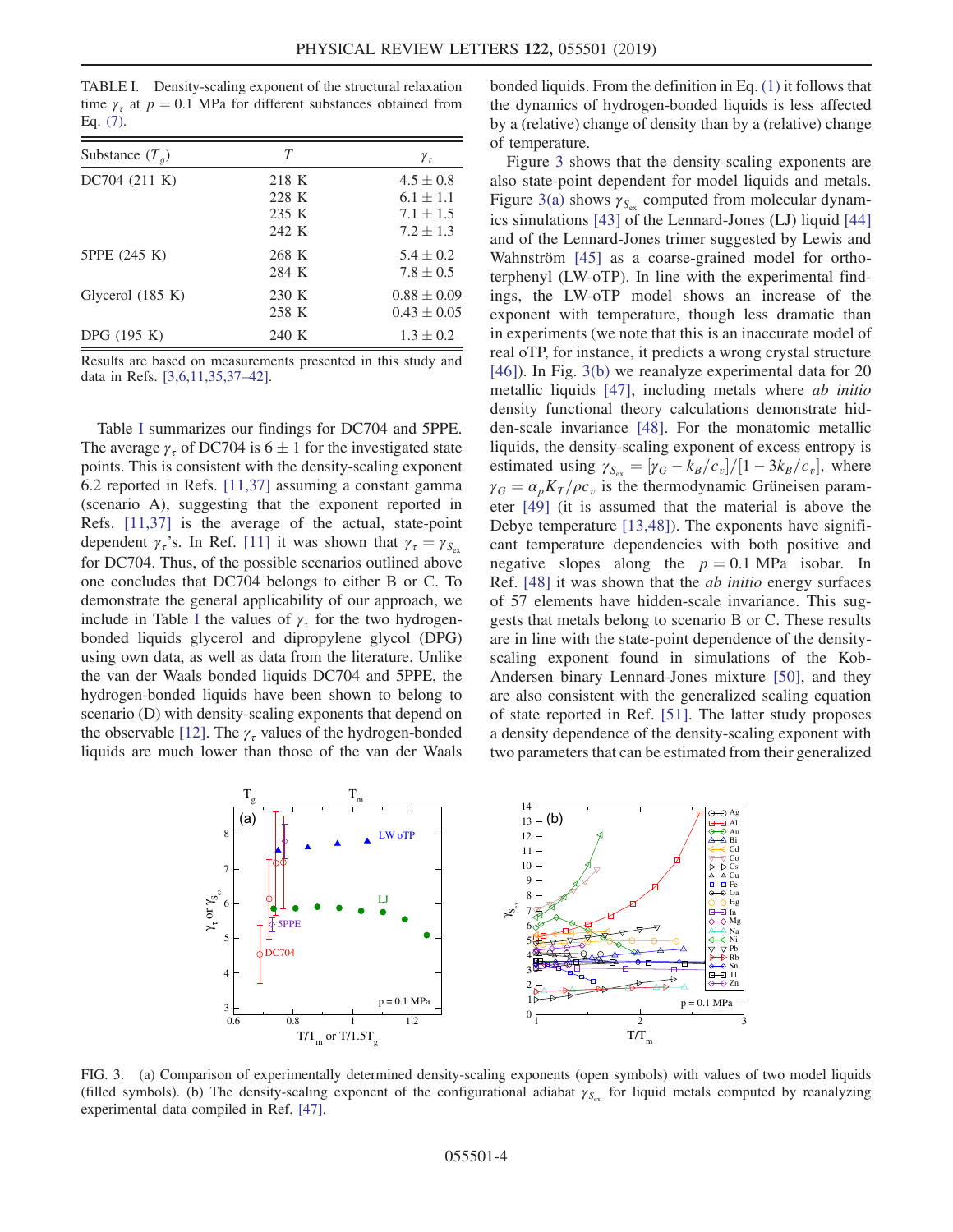TABLE I. Density-scaling exponent of the structural relaxation time $\gamma_\tau$ at $p = 0.1$ MPa for different substances obtained from Eq. (7).

| Substance ($T_g$) | $T$ | $\gamma_\tau$ |
|---|---|---|
| DC704 (211 K) | 218 K | $4.5 \pm 0.8$ |
| | 228 K | $6.1 \pm 1.1$ |
| | 235 K | $7.1 \pm 1.5$ |
| | 242 K | $7.2 \pm 1.3$ |
| 5PPE (245 K) | 268 K | $5.4 \pm 0.2$ |
| | 284 K | $7.8 \pm 0.5$ |
| Glycerol (185 K) | 230 K | $0.88 \pm 0.09$ |
| | 258 K | $0.43 \pm 0.05$ |
| DPG (195 K) | 240 K | $1.3 \pm 0.2$ |

Results are based on measurements presented in this study and data in Refs. [3,6,11,35,37–42].

Table I summarizes our findings for DC704 and 5PPE. The average $\gamma_\tau$ of DC704 is $6 \pm 1$ for the investigated state points. This is consistent with the density-scaling exponent 6.2 reported in Refs. [11,37] assuming a constant gamma (scenario A), suggesting that the exponent reported in Refs. [11,37] is the average of the actual, state-point dependent $\gamma_\tau$'s. In Ref. [11] it was shown that $\gamma_\tau = \gamma_{S_{ex}}$ for DC704. Thus, of the possible scenarios outlined above one concludes that DC704 belongs to either B or C. To demonstrate the general applicability of our approach, we include in Table I the values of $\gamma_\tau$ for the two hydrogen-bonded liquids glycerol and dipropylene glycol (DPG) using own data, as well as data from the literature. Unlike the van der Waals bonded liquids DC704 and 5PPE, the hydrogen-bonded liquids have been shown to belong to scenario (D) with density-scaling exponents that depend on the observable [12]. The $\gamma_\tau$ values of the hydrogen-bonded liquids are much lower than those of the van der Waals bonded liquids. From the definition in Eq. (1) it follows that the dynamics of hydrogen-bonded liquids is less affected by a (relative) change of density than by a (relative) change of temperature.

Figure 3 shows that the density-scaling exponents are also state-point dependent for model liquids and metals. Figure 3(a) shows $\gamma_{S_{ex}}$ computed from molecular dynamics simulations [43] of the Lennard-Jones (LJ) liquid [44] and of the Lennard-Jones trimer suggested by Lewis and Wahnström [45] as a coarse-grained model for ortho-terphenyl (LW-oTP). In line with the experimental findings, the LW-oTP model shows an increase of the exponent with temperature, though less dramatic than in experiments (we note that this is an inaccurate model of real oTP, for instance, it predicts a wrong crystal structure [46]). In Fig. 3(b) we reanalyze experimental data for 20 metallic liquids [47], including metals where *ab initio* density functional theory calculations demonstrate hidden-scale invariance [48]. For the monatomic metallic liquids, the density-scaling exponent of excess entropy is estimated using $\gamma_{S_{ex}} = [\gamma_G - k_B/c_v]/[1 - 3k_B/c_v]$, where $\gamma_G = \alpha_p K_T/\rho c_v$ is the thermodynamic Grüneisen parameter [49] (it is assumed that the material is above the Debye temperature [13,48]). The exponents have significant temperature dependencies with both positive and negative slopes along the $p = 0.1$ MPa isobar. In Ref. [48] it was shown that the *ab initio* energy surfaces of 57 elements have hidden-scale invariance. This suggests that metals belong to scenario B or C. These results are in line with the state-point dependence of the density-scaling exponent found in simulations of the Kob-Andersen binary Lennard-Jones mixture [50], and they are also consistent with the generalized scaling equation of state reported in Ref. [51]. The latter study proposes a density dependence of the density-scaling exponent with two parameters that can be estimated from their generalized

FIG. 3. (a) Comparison of experimentally determined density-scaling exponents (open symbols) with values of two model liquids (filled symbols). (b) The density-scaling exponent of the configurational adiabat $\gamma_{S_{ex}}$ for liquid metals computed by reanalyzing experimental data compiled in Ref. [47].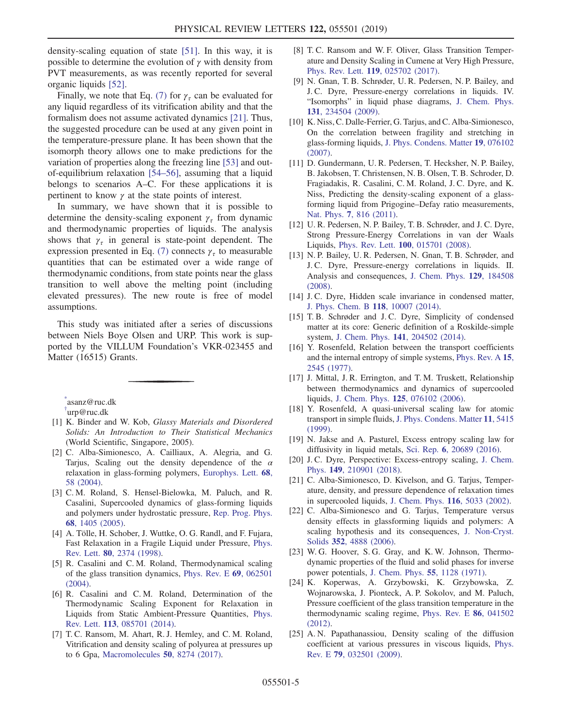density-scaling equation of state [51]. In this way, it is possible to determine the evolution of $\gamma$ with density from PVT measurements, as was recently reported for several organic liquids [52].

Finally, we note that Eq. (7) for $\gamma_\tau$ can be evaluated for any liquid regardless of its vitrification ability and that the formalism does not assume activated dynamics [21]. Thus, the suggested procedure can be used at any given point in the temperature-pressure plane. It has been shown that the isomorph theory allows one to make predictions for the variation of properties along the freezing line [53] and out-of-equilibrium relaxation [54–56], assuming that a liquid belongs to scenarios A–C. For these applications it is pertinent to know $\gamma$ at the state points of interest.

In summary, we have shown that it is possible to determine the density-scaling exponent $\gamma_\tau$ from dynamic and thermodynamic properties of liquids. The analysis shows that $\gamma_\tau$ in general is state-point dependent. The expression presented in Eq. (7) connects $\gamma_\tau$ to measurable quantities that can be estimated over a wide range of thermodynamic conditions, from state points near the glass transition to well above the melting point (including elevated pressures). The new route is free of model assumptions.

This study was initiated after a series of discussions between Niels Boye Olsen and URP. This work is supported by the VILLUM Foundation's VKR-023455 and Matter (16515) Grants.

---

[*] asanz@ruc.dk

[†] urp@ruc.dk

[1] K. Binder and W. Kob, *Glassy Materials and Disordered Solids: An Introduction to Their Statistical Mechanics* (World Scientific, Singapore, 2005).

[2] C. Alba-Simionesco, A. Cailliaux, A. Alegria, and G. Tarjus, Scaling out the density dependence of the $\alpha$ relaxation in glass-forming polymers, Europhys. Lett. **68**, 58 (2004).

[3] C. M. Roland, S. Hensel-Bielowka, M. Paluch, and R. Casalini, Supercooled dynamics of glass-forming liquids and polymers under hydrostatic pressure, Rep. Prog. Phys. **68**, 1405 (2005).

[4] A. Tölle, H. Schober, J. Wuttke, O. G. Randl, and F. Fujara, Fast Relaxation in a Fragile Liquid under Pressure, Phys. Rev. Lett. **80**, 2374 (1998).

[5] R. Casalini and C. M. Roland, Thermodynamical scaling of the glass transition dynamics, Phys. Rev. E **69**, 062501 (2004).

[6] R. Casalini and C. M. Roland, Determination of the Thermodynamic Scaling Exponent for Relaxation in Liquids from Static Ambient-Pressure Quantities, Phys. Rev. Lett. **113**, 085701 (2014).

[7] T. C. Ransom, M. Ahart, R. J. Hemley, and C. M. Roland, Vitrification and density scaling of polyurea at pressures up to 6 Gpa, Macromolecules **50**, 8274 (2017).

[8] T. C. Ransom and W. F. Oliver, Glass Transition Temperature and Density Scaling in Cumene at Very High Pressure, Phys. Rev. Lett. **119**, 025702 (2017).

[9] N. Gnan, T. B. Schrøder, U. R. Pedersen, N. P. Bailey, and J. C. Dyre, Pressure-energy correlations in liquids. IV. "Isomorphs" in liquid phase diagrams, J. Chem. Phys. **131**, 234504 (2009).

[10] K. Niss, C. Dalle-Ferrier, G. Tarjus, and C. Alba-Simionesco, On the correlation between fragility and stretching in glass-forming liquids, J. Phys. Condens. Matter **19**, 076102 (2007).

[11] D. Gundermann, U. R. Pedersen, T. Hecksher, N. P. Bailey, B. Jakobsen, T. Christensen, N. B. Olsen, T. B. Schroder, D. Fragiadakis, R. Casalini, C. M. Roland, J. C. Dyre, and K. Niss, Predicting the density-scaling exponent of a glass-forming liquid from Prigogine–Defay ratio measurements, Nat. Phys. **7**, 816 (2011).

[12] U. R. Pedersen, N. P. Bailey, T. B. Schrøder, and J. C. Dyre, Strong Pressure-Energy Correlations in van der Waals Liquids, Phys. Rev. Lett. **100**, 015701 (2008).

[13] N. P. Bailey, U. R. Pedersen, N. Gnan, T. B. Schrøder, and J. C. Dyre, Pressure-energy correlations in liquids. II. Analysis and consequences, J. Chem. Phys. **129**, 184508 (2008).

[14] J. C. Dyre, Hidden scale invariance in condensed matter, J. Phys. Chem. B **118**, 10007 (2014).

[15] T. B. Schrøder and J. C. Dyre, Simplicity of condensed matter at its core: Generic definition of a Roskilde-simple system, J. Chem. Phys. **141**, 204502 (2014).

[16] Y. Rosenfeld, Relation between the transport coefficients and the internal entropy of simple systems, Phys. Rev. A **15**, 2545 (1977).

[17] J. Mittal, J. R. Errington, and T. M. Truskett, Relationship between thermodynamics and dynamics of supercooled liquids, J. Chem. Phys. **125**, 076102 (2006).

[18] Y. Rosenfeld, A quasi-universal scaling law for atomic transport in simple fluids, J. Phys. Condens. Matter **11**, 5415 (1999).

[19] N. Jakse and A. Pasturel, Excess entropy scaling law for diffusivity in liquid metals, Sci. Rep. **6**, 20689 (2016).

[20] J. C. Dyre, Perspective: Excess-entropy scaling, J. Chem. Phys. **149**, 210901 (2018).

[21] C. Alba-Simionesco, D. Kivelson, and G. Tarjus, Temperature, density, and pressure dependence of relaxation times in supercooled liquids, J. Chem. Phys. **116**, 5033 (2002).

[22] C. Alba-Simionesco and G. Tarjus, Temperature versus density effects in glassforming liquids and polymers: A scaling hypothesis and its consequences, J. Non-Cryst. Solids **352**, 4888 (2006).

[23] W. G. Hoover, S. G. Gray, and K. W. Johnson, Thermodynamic properties of the fluid and solid phases for inverse power potentials, J. Chem. Phys. **55**, 1128 (1971).

[24] K. Koperwas, A. Grzybowski, K. Grzybowska, Z. Wojnarowska, J. Pionteck, A. P. Sokolov, and M. Paluch, Pressure coefficient of the glass transition temperature in the thermodynamic scaling regime, Phys. Rev. E **86**, 041502 (2012).

[25] A. N. Papathanassiou, Density scaling of the diffusion coefficient at various pressures in viscous liquids, Phys. Rev. E **79**, 032501 (2009).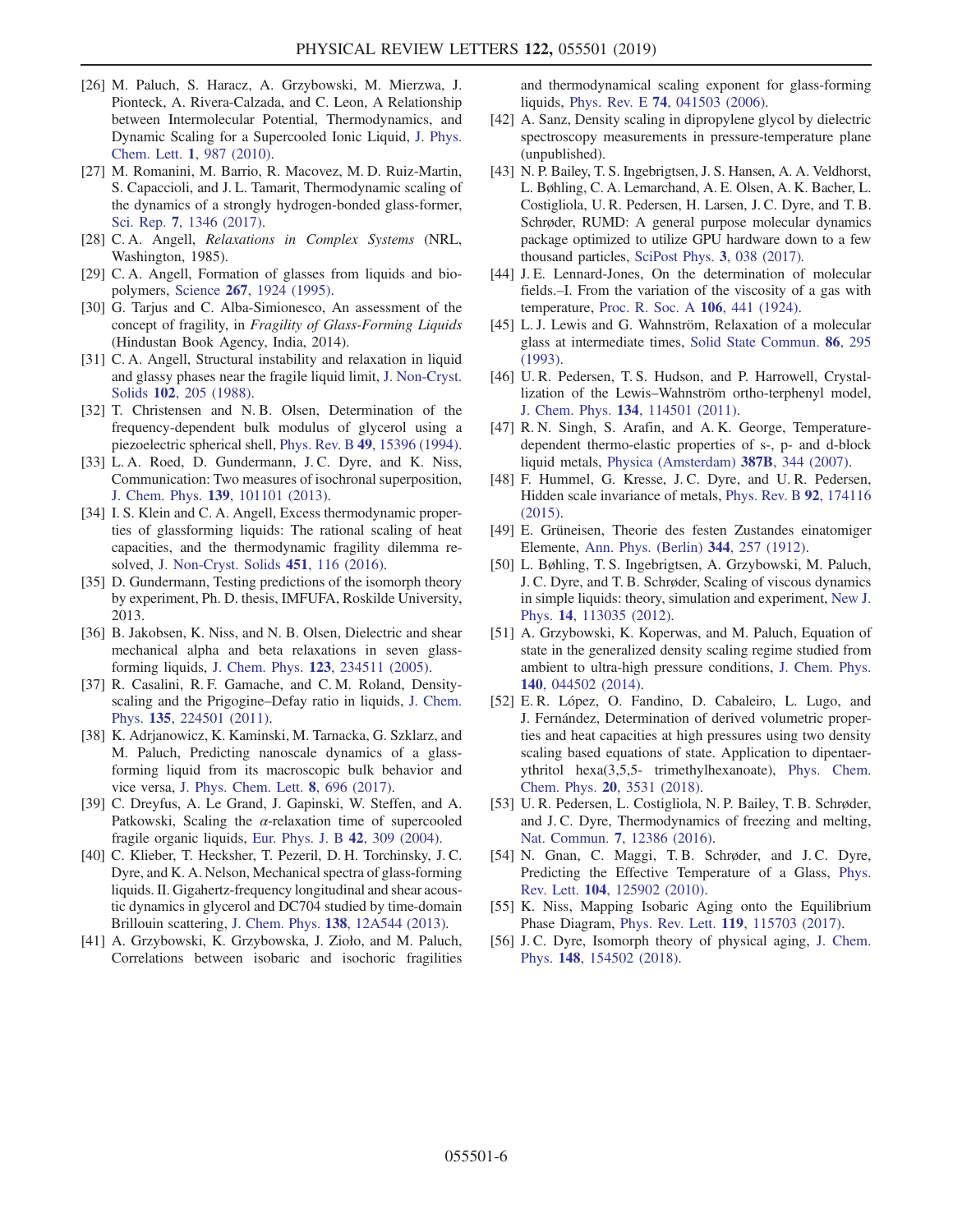[26] M. Paluch, S. Haracz, A. Grzybowski, M. Mierzwa, J. Pionteck, A. Rivera-Calzada, and C. Leon, A Relationship between Intermolecular Potential, Thermodynamics, and Dynamic Scaling for a Supercooled Ionic Liquid, J. Phys. Chem. Lett. **1**, 987 (2010).

[27] M. Romanini, M. Barrio, R. Macovez, M. D. Ruiz-Martin, S. Capaccioli, and J. L. Tamarit, Thermodynamic scaling of the dynamics of a strongly hydrogen-bonded glass-former, Sci. Rep. **7**, 1346 (2017).

[28] C. A. Angell, *Relaxations in Complex Systems* (NRL, Washington, 1985).

[29] C. A. Angell, Formation of glasses from liquids and biopolymers, Science **267**, 1924 (1995).

[30] G. Tarjus and C. Alba-Simionesco, An assessment of the concept of fragility, in *Fragility of Glass-Forming Liquids* (Hindustan Book Agency, India, 2014).

[31] C. A. Angell, Structural instability and relaxation in liquid and glassy phases near the fragile liquid limit, J. Non-Cryst. Solids **102**, 205 (1988).

[32] T. Christensen and N. B. Olsen, Determination of the frequency-dependent bulk modulus of glycerol using a piezoelectric spherical shell, Phys. Rev. B **49**, 15396 (1994).

[33] L. A. Roed, D. Gundermann, J. C. Dyre, and K. Niss, Communication: Two measures of isochronal superposition, J. Chem. Phys. **139**, 101101 (2013).

[34] I. S. Klein and C. A. Angell, Excess thermodynamic properties of glassforming liquids: The rational scaling of heat capacities, and the thermodynamic fragility dilemma resolved, J. Non-Cryst. Solids **451**, 116 (2016).

[35] D. Gundermann, Testing predictions of the isomorph theory by experiment, Ph. D. thesis, IMFUFA, Roskilde University, 2013.

[36] B. Jakobsen, K. Niss, and N. B. Olsen, Dielectric and shear mechanical alpha and beta relaxations in seven glass-forming liquids, J. Chem. Phys. **123**, 234511 (2005).

[37] R. Casalini, R. F. Gamache, and C. M. Roland, Density-scaling and the Prigogine–Defay ratio in liquids, J. Chem. Phys. **135**, 224501 (2011).

[38] K. Adrjanowicz, K. Kaminski, M. Tarnacka, G. Szklarz, and M. Paluch, Predicting nanoscale dynamics of a glass-forming liquid from its macroscopic bulk behavior and vice versa, J. Phys. Chem. Lett. **8**, 696 (2017).

[39] C. Dreyfus, A. Le Grand, J. Gapinski, W. Steffen, and A. Patkowski, Scaling the $\alpha$-relaxation time of supercooled fragile organic liquids, Eur. Phys. J. B **42**, 309 (2004).

[40] C. Klieber, T. Hecksher, T. Pezeril, D. H. Torchinsky, J. C. Dyre, and K. A. Nelson, Mechanical spectra of glass-forming liquids. II. Gigahertz-frequency longitudinal and shear acoustic dynamics in glycerol and DC704 studied by time-domain Brillouin scattering, J. Chem. Phys. **138**, 12A544 (2013).

[41] A. Grzybowski, K. Grzybowska, J. Zioło, and M. Paluch, Correlations between isobaric and isochoric fragilities and thermodynamical scaling exponent for glass-forming liquids, Phys. Rev. E **74**, 041503 (2006).

[42] A. Sanz, Density scaling in dipropylene glycol by dielectric spectroscopy measurements in pressure-temperature plane (unpublished).

[43] N. P. Bailey, T. S. Ingebrigtsen, J. S. Hansen, A. A. Veldhorst, L. Bøhling, C. A. Lemarchand, A. E. Olsen, A. K. Bacher, L. Costigliola, U. R. Pedersen, H. Larsen, J. C. Dyre, and T. B. Schrøder, RUMD: A general purpose molecular dynamics package optimized to utilize GPU hardware down to a few thousand particles, SciPost Phys. **3**, 038 (2017).

[44] J. E. Lennard-Jones, On the determination of molecular fields.–I. From the variation of the viscosity of a gas with temperature, Proc. R. Soc. A **106**, 441 (1924).

[45] L. J. Lewis and G. Wahnström, Relaxation of a molecular glass at intermediate times, Solid State Commun. **86**, 295 (1993).

[46] U. R. Pedersen, T. S. Hudson, and P. Harrowell, Crystallization of the Lewis–Wahnström ortho-terphenyl model, J. Chem. Phys. **134**, 114501 (2011).

[47] R. N. Singh, S. Arafin, and A. K. George, Temperature-dependent thermo-elastic properties of s-, p- and d-block liquid metals, Physica (Amsterdam) **387B**, 344 (2007).

[48] F. Hummel, G. Kresse, J. C. Dyre, and U. R. Pedersen, Hidden scale invariance of metals, Phys. Rev. B **92**, 174116 (2015).

[49] E. Grüneisen, Theorie des festen Zustandes einatomiger Elemente, Ann. Phys. (Berlin) **344**, 257 (1912).

[50] L. Bøhling, T. S. Ingebrigtsen, A. Grzybowski, M. Paluch, J. C. Dyre, and T. B. Schrøder, Scaling of viscous dynamics in simple liquids: theory, simulation and experiment, New J. Phys. **14**, 113035 (2012).

[51] A. Grzybowski, K. Koperwas, and M. Paluch, Equation of state in the generalized density scaling regime studied from ambient to ultra-high pressure conditions, J. Chem. Phys. **140**, 044502 (2014).

[52] E. R. López, O. Fandino, D. Cabaleiro, L. Lugo, and J. Fernández, Determination of derived volumetric properties and heat capacities at high pressures using two density scaling based equations of state. Application to dipentaerythritol hexa(3,5,5- trimethylhexanoate), Phys. Chem. Chem. Phys. **20**, 3531 (2018).

[53] U. R. Pedersen, L. Costigliola, N. P. Bailey, T. B. Schrøder, and J. C. Dyre, Thermodynamics of freezing and melting, Nat. Commun. **7**, 12386 (2016).

[54] N. Gnan, C. Maggi, T. B. Schrøder, and J. C. Dyre, Predicting the Effective Temperature of a Glass, Phys. Rev. Lett. **104**, 125902 (2010).

[55] K. Niss, Mapping Isobaric Aging onto the Equilibrium Phase Diagram, Phys. Rev. Lett. **119**, 115703 (2017).

[56] J. C. Dyre, Isomorph theory of physical aging, J. Chem. Phys. **148**, 154502 (2018).